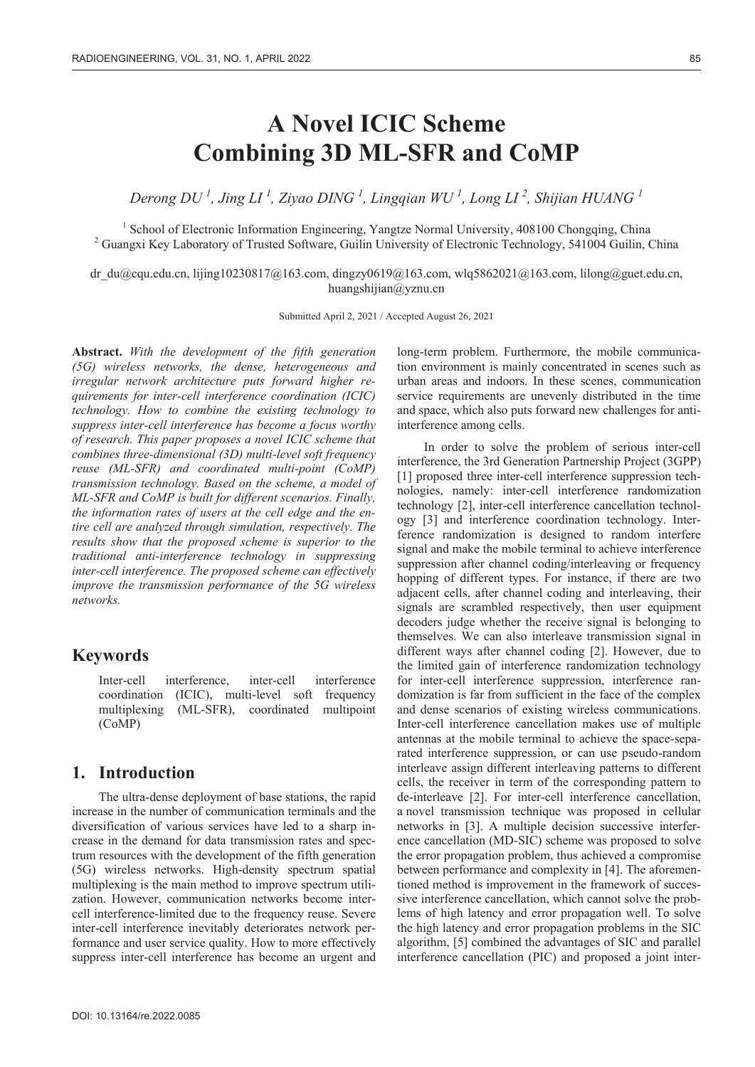# A Novel ICIC Scheme Combining 3D ML-SFR and CoMP

*Derong DU [1], Jing LI [1], Ziyao DING [1], Lingqian WU [1], Long LI [2], Shijian HUANG [1]*

[1] School of Electronic Information Engineering, Yangtze Normal University, 408100 Chongqing, China
[2] Guangxi Key Laboratory of Trusted Software, Guilin University of Electronic Technology, 541004 Guilin, China

dr_du@cqu.edu.cn, lijing10230817@163.com, dingzy0619@163.com, wlq5862021@163.com, lilong@guet.edu.cn, huangshijian@yznu.cn

Submitted April 2, 2021 / Accepted August 26, 2021

**Abstract.** *With the development of the fifth generation (5G) wireless networks, the dense, heterogeneous and irregular network architecture puts forward higher requirements for inter-cell interference coordination (ICIC) technology. How to combine the existing technology to suppress inter-cell interference has become a focus worthy of research. This paper proposes a novel ICIC scheme that combines three-dimensional (3D) multi-level soft frequency reuse (ML-SFR) and coordinated multi-point (CoMP) transmission technology. Based on the scheme, a model of ML-SFR and CoMP is built for different scenarios. Finally, the information rates of users at the cell edge and the entire cell are analyzed through simulation, respectively. The results show that the proposed scheme is superior to the traditional anti-interference technology in suppressing inter-cell interference. The proposed scheme can effectively improve the transmission performance of the 5G wireless networks.*

## Keywords

Inter-cell interference, inter-cell interference coordination (ICIC), multi-level soft frequency multiplexing (ML-SFR), coordinated multipoint (CoMP)

## 1. Introduction

The ultra-dense deployment of base stations, the rapid increase in the number of communication terminals and the diversification of various services have led to a sharp increase in the demand for data transmission rates and spectrum resources with the development of the fifth generation (5G) wireless networks. High-density spectrum spatial multiplexing is the main method to improve spectrum utilization. However, communication networks become inter-cell interference-limited due to the frequency reuse. Severe inter-cell interference inevitably deteriorates network performance and user service quality. How to more effectively suppress inter-cell interference has become an urgent and long-term problem. Furthermore, the mobile communication environment is mainly concentrated in scenes such as urban areas and indoors. In these scenes, communication service requirements are unevenly distributed in the time and space, which also puts forward new challenges for anti-interference among cells.

In order to solve the problem of serious inter-cell interference, the 3rd Generation Partnership Project (3GPP) [1] proposed three inter-cell interference suppression technologies, namely: inter-cell interference randomization technology [2], inter-cell interference cancellation technology [3] and interference coordination technology. Interference randomization is designed to random interfere signal and make the mobile terminal to achieve interference suppression after channel coding/interleaving or frequency hopping of different types. For instance, if there are two adjacent cells, after channel coding and interleaving, their signals are scrambled respectively, then user equipment decoders judge whether the receive signal is belonging to themselves. We can also interleave transmission signal in different ways after channel coding [2]. However, due to the limited gain of interference randomization technology for inter-cell interference suppression, interference randomization is far from sufficient in the face of the complex and dense scenarios of existing wireless communications. Inter-cell interference cancellation makes use of multiple antennas at the mobile terminal to achieve the space-separated interference suppression, or can use pseudo-random interleave assign different interleaving patterns to different cells, the receiver in term of the corresponding pattern to de-interleave [2]. For inter-cell interference cancellation, a novel transmission technique was proposed in cellular networks in [3]. A multiple decision successive interference cancellation (MD-SIC) scheme was proposed to solve the error propagation problem, thus achieved a compromise between performance and complexity in [4]. The aforementioned method is improvement in the framework of successive interference cancellation, which cannot solve the problems of high latency and error propagation well. To solve the high latency and error propagation problems in the SIC algorithm, [5] combined the advantages of SIC and parallel interference cancellation (PIC) and proposed a joint inter-

DOI: 10.13164/re.2022.0085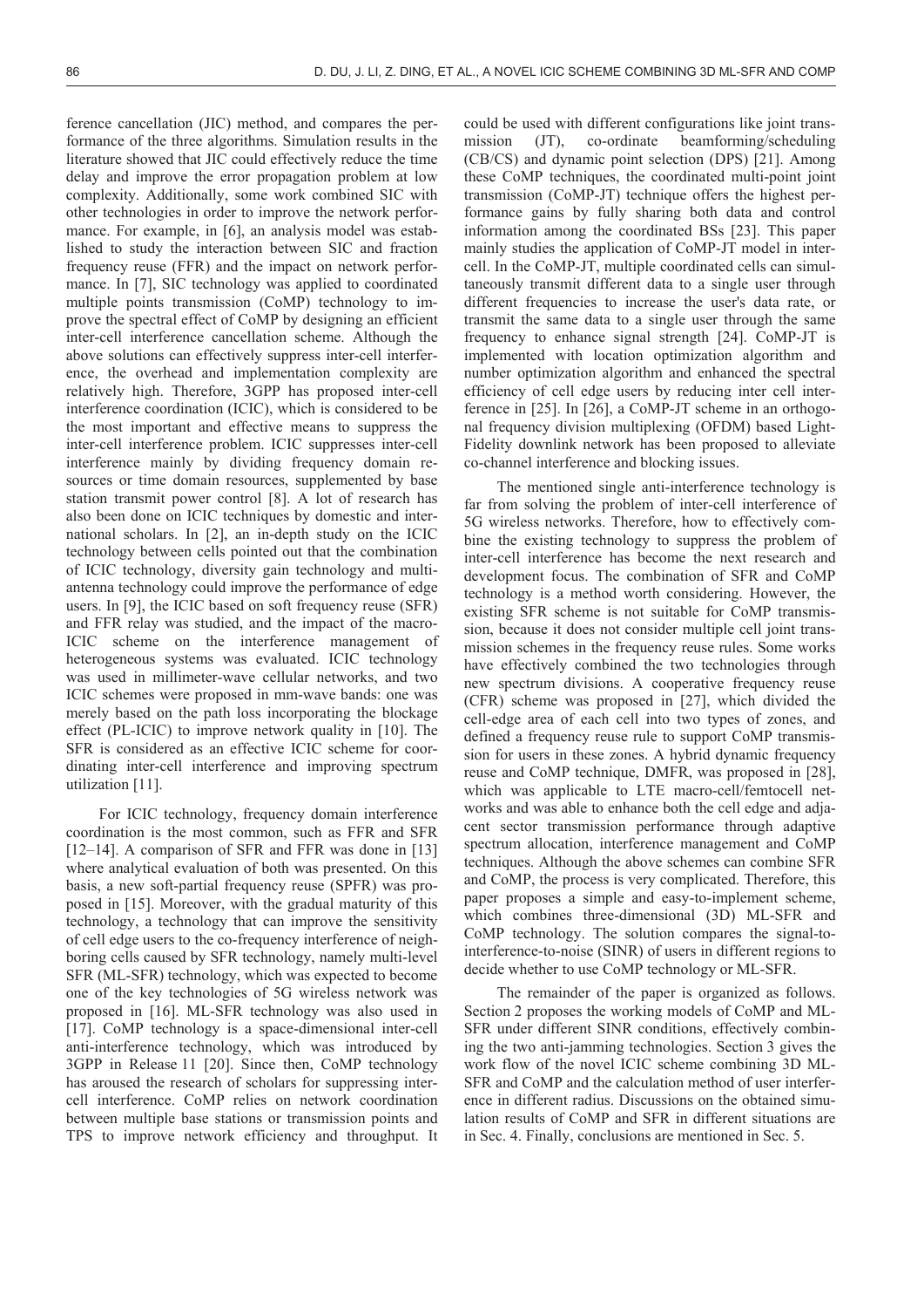ference cancellation (JIC) method, and compares the performance of the three algorithms. Simulation results in the literature showed that JIC could effectively reduce the time delay and improve the error propagation problem at low complexity. Additionally, some work combined SIC with other technologies in order to improve the network performance. For example, in [6], an analysis model was established to study the interaction between SIC and fraction frequency reuse (FFR) and the impact on network performance. In [7], SIC technology was applied to coordinated multiple points transmission (CoMP) technology to improve the spectral effect of CoMP by designing an efficient inter-cell interference cancellation scheme. Although the above solutions can effectively suppress inter-cell interference, the overhead and implementation complexity are relatively high. Therefore, 3GPP has proposed inter-cell interference coordination (ICIC), which is considered to be the most important and effective means to suppress the inter-cell interference problem. ICIC suppresses inter-cell interference mainly by dividing frequency domain resources or time domain resources, supplemented by base station transmit power control [8]. A lot of research has also been done on ICIC techniques by domestic and international scholars. In [2], an in-depth study on the ICIC technology between cells pointed out that the combination of ICIC technology, diversity gain technology and multi-antenna technology could improve the performance of edge users. In [9], the ICIC based on soft frequency reuse (SFR) and FFR relay was studied, and the impact of the macro-ICIC scheme on the interference management of heterogeneous systems was evaluated. ICIC technology was used in millimeter-wave cellular networks, and two ICIC schemes were proposed in mm-wave bands: one was merely based on the path loss incorporating the blockage effect (PL-ICIC) to improve network quality in [10]. The SFR is considered as an effective ICIC scheme for coordinating inter-cell interference and improving spectrum utilization [11].

For ICIC technology, frequency domain interference coordination is the most common, such as FFR and SFR [12–14]. A comparison of SFR and FFR was done in [13] where analytical evaluation of both was presented. On this basis, a new soft-partial frequency reuse (SPFR) was proposed in [15]. Moreover, with the gradual maturity of this technology, a technology that can improve the sensitivity of cell edge users to the co-frequency interference of neighboring cells caused by SFR technology, namely multi-level SFR (ML-SFR) technology, which was expected to become one of the key technologies of 5G wireless network was proposed in [16]. ML-SFR technology was also used in [17]. CoMP technology is a space-dimensional inter-cell anti-interference technology, which was introduced by 3GPP in Release 11 [20]. Since then, CoMP technology has aroused the research of scholars for suppressing inter-cell interference. CoMP relies on network coordination between multiple base stations or transmission points and TPS to improve network efficiency and throughput. It could be used with different configurations like joint transmission (JT), co-ordinate beamforming/scheduling (CB/CS) and dynamic point selection (DPS) [21]. Among these CoMP techniques, the coordinated multi-point joint transmission (CoMP-JT) technique offers the highest performance gains by fully sharing both data and control information among the coordinated BSs [23]. This paper mainly studies the application of CoMP-JT model in inter-cell. In the CoMP-JT, multiple coordinated cells can simultaneously transmit different data to a single user through different frequencies to increase the user's data rate, or transmit the same data to a single user through the same frequency to enhance signal strength [24]. CoMP-JT is implemented with location optimization algorithm and number optimization algorithm and enhanced the spectral efficiency of cell edge users by reducing inter cell interference in [25]. In [26], a CoMP-JT scheme in an orthogonal frequency division multiplexing (OFDM) based Light-Fidelity downlink network has been proposed to alleviate co-channel interference and blocking issues.

The mentioned single anti-interference technology is far from solving the problem of inter-cell interference of 5G wireless networks. Therefore, how to effectively combine the existing technology to suppress the problem of inter-cell interference has become the next research and development focus. The combination of SFR and CoMP technology is a method worth considering. However, the existing SFR scheme is not suitable for CoMP transmission, because it does not consider multiple cell joint transmission schemes in the frequency reuse rules. Some works have effectively combined the two technologies through new spectrum divisions. A cooperative frequency reuse (CFR) scheme was proposed in [27], which divided the cell-edge area of each cell into two types of zones, and defined a frequency reuse rule to support CoMP transmission for users in these zones. A hybrid dynamic frequency reuse and CoMP technique, DMFR, was proposed in [28], which was applicable to LTE macro-cell/femtocell networks and was able to enhance both the cell edge and adjacent sector transmission performance through adaptive spectrum allocation, interference management and CoMP techniques. Although the above schemes can combine SFR and CoMP, the process is very complicated. Therefore, this paper proposes a simple and easy-to-implement scheme, which combines three-dimensional (3D) ML-SFR and CoMP technology. The solution compares the signal-to-interference-to-noise (SINR) of users in different regions to decide whether to use CoMP technology or ML-SFR.

The remainder of the paper is organized as follows. Section 2 proposes the working models of CoMP and ML-SFR under different SINR conditions, effectively combining the two anti-jamming technologies. Section 3 gives the work flow of the novel ICIC scheme combining 3D ML-SFR and CoMP and the calculation method of user interference in different radius. Discussions on the obtained simulation results of CoMP and SFR in different situations are in Sec. 4. Finally, conclusions are mentioned in Sec. 5.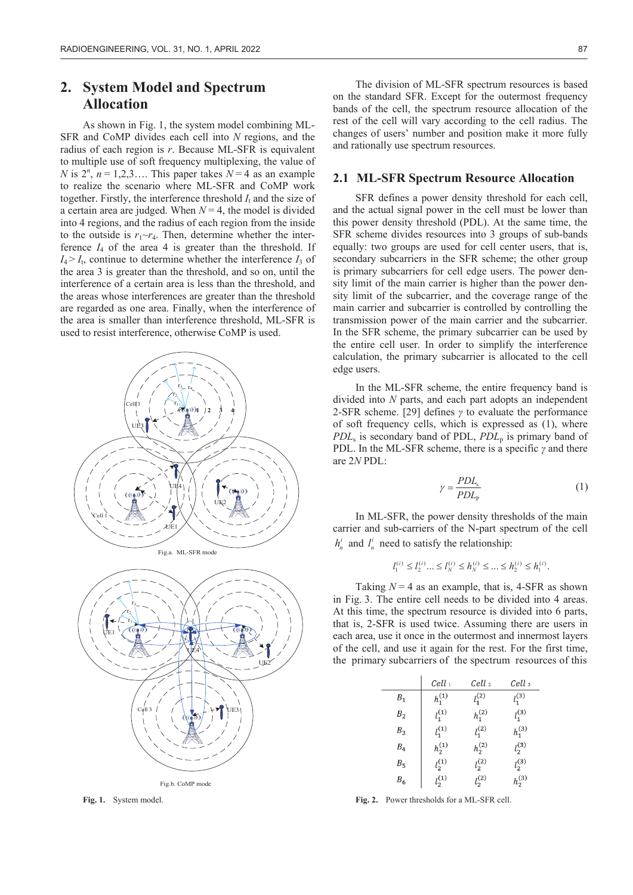## 2. System Model and Spectrum Allocation

As shown in Fig. 1, the system model combining ML-SFR and CoMP divides each cell into $N$ regions, and the radius of each region is $r$. Because ML-SFR is equivalent to multiple use of soft frequency multiplexing, the value of $N$ is $2^n$, $n = 1,2,3\ldots$. This paper takes $N = 4$ as an example to realize the scenario where ML-SFR and CoMP work together. Firstly, the interference threshold $I_t$ and the size of a certain area are judged. When $N = 4$, the model is divided into 4 regions, and the radius of each region from the inside to the outside is $r_1 \sim r_4$. Then, determine whether the interference $I_4$ of the area 4 is greater than the threshold. If $I_4 > I_t$, continue to determine whether the interference $I_3$ of the area 3 is greater than the threshold, and so on, until the interference of a certain area is less than the threshold, and the areas whose interferences are greater than the threshold are regarded as one area. Finally, when the interference of the area is smaller than interference threshold, ML-SFR is used to resist interference, otherwise CoMP is used.

Fig.a. ML-SFR mode

Fig.b. CoMP mode

**Fig. 1.** System model.

The division of ML-SFR spectrum resources is based on the standard SFR. Except for the outermost frequency bands of the cell, the spectrum resource allocation of the rest of the cell will vary according to the cell radius. The changes of users' number and position make it more fully and rationally use spectrum resources.

### 2.1 ML-SFR Spectrum Resource Allocation

SFR defines a power density threshold for each cell, and the actual signal power in the cell must be lower than this power density threshold (PDL). At the same time, the SFR scheme divides resources into 3 groups of sub-bands equally: two groups are used for cell center users, that is, secondary subcarriers in the SFR scheme; the other group is primary subcarriers for cell edge users. The power density limit of the main carrier is higher than the power density limit of the subcarrier, and the coverage range of the main carrier and subcarrier is controlled by controlling the transmission power of the main carrier and the subcarrier. In the SFR scheme, the primary subcarrier can be used by the entire cell user. In order to simplify the interference calculation, the primary subcarrier is allocated to the cell edge users.

In the ML-SFR scheme, the entire frequency band is divided into $N$ parts, and each part adopts an independent 2-SFR scheme. [29] defines $\gamma$ to evaluate the performance of soft frequency cells, which is expressed as (1), where $PDL_s$ is secondary band of PDL, $PDL_p$ is primary band of PDL. In the ML-SFR scheme, there is a specific $\gamma$ and there are $2N$ PDL:

$$\gamma = \frac{PDL_s}{PDL_p} \tag{1}$$

In ML-SFR, the power density thresholds of the main carrier and sub-carriers of the N-part spectrum of the cell $h_n^i$ and $l_n^i$ need to satisfy the relationship:

$$l_1^{(i)} \le l_2^{(i)} \ldots \le l_N^{(i)} \le h_N^{(i)} \le \ldots \le h_2^{(i)} \le h_1^{(i)}.$$

Taking $N = 4$ as an example, that is, 4-SFR as shown in Fig. 3. The entire cell needs to be divided into 4 areas. At this time, the spectrum resource is divided into 6 parts, that is, 2-SFR is used twice. Assuming there are users in each area, use it once in the outermost and innermost layers of the cell, and use it again for the rest. For the first time, the primary subcarriers of the spectrum resources of this

| | $Cell_1$ | $Cell_2$ | $Cell_3$ |
|---|---|---|---|
| $B_1$ | $h_1^{(1)}$ | $l_1^{(2)}$ | $l_1^{(3)}$ |
| $B_2$ | $l_1^{(1)}$ | $h_1^{(2)}$ | $l_1^{(3)}$ |
| $B_3$ | $l_1^{(1)}$ | $l_1^{(2)}$ | $h_1^{(3)}$ |
| $B_4$ | $h_2^{(1)}$ | $h_2^{(2)}$ | $l_2^{(3)}$ |
| $B_5$ | $l_2^{(1)}$ | $l_2^{(2)}$ | $l_2^{(3)}$ |
| $B_6$ | $l_2^{(1)}$ | $l_2^{(2)}$ | $h_2^{(3)}$ |

**Fig. 2.** Power thresholds for a ML-SFR cell.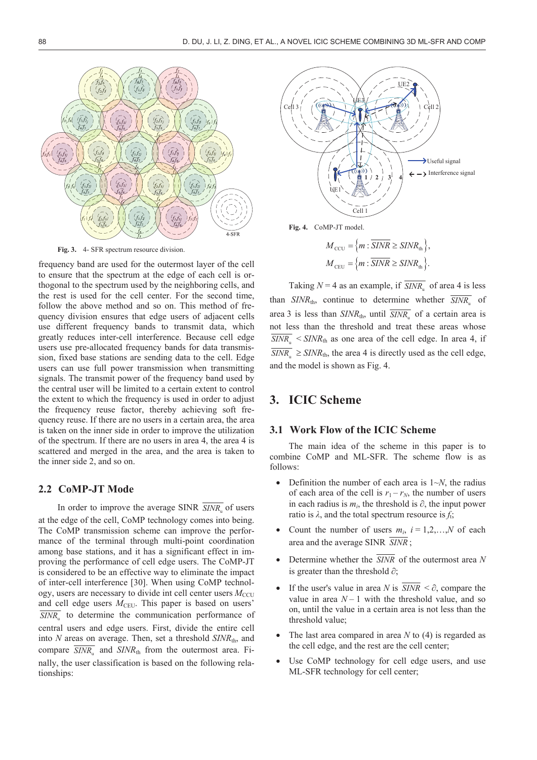Fig. 3. 4- SFR spectrum resource division.

frequency band are used for the outermost layer of the cell to ensure that the spectrum at the edge of each cell is orthogonal to the spectrum used by the neighboring cells, and the rest is used for the cell center. For the second time, follow the above method and so on. This method of frequency division ensures that edge users of adjacent cells use different frequency bands to transmit data, which greatly reduces inter-cell interference. Because cell edge users use pre-allocated frequency bands for data transmission, fixed base stations are sending data to the cell. Edge users can use full power transmission when transmitting signals. The transmit power of the frequency band used by the central user will be limited to a certain extent to control the extent to which the frequency is used in order to adjust the frequency reuse factor, thereby achieving soft frequency reuse. If there are no users in a certain area, the area is taken on the inner side in order to improve the utilization of the spectrum. If there are no users in area 4, the area 4 is scattered and merged in the area, and the area is taken to the inner side 2, and so on.

## 2.2 CoMP-JT Mode

In order to improve the average SINR $\overline{SINR_{\text{u}}}$ of users at the edge of the cell, CoMP technology comes into being. The CoMP transmission scheme can improve the performance of the terminal through multi-point coordination among base stations, and it has a significant effect in improving the performance of cell edge users. The CoMP-JT is considered to be an effective way to eliminate the impact of inter-cell interference [30]. When using CoMP technology, users are necessary to divide int cell center users $M_{\text{CCU}}$ and cell edge users $M_{\text{CEU}}$. This paper is based on users' $\overline{SINR_{\text{u}}}$ to determine the communication performance of central users and edge users. First, divide the entire cell into $N$ areas on average. Then, set a threshold $SINR_{\text{th}}$, and compare $\overline{SINR_{\text{u}}}$ and $SINR_{\text{th}}$ from the outermost area. Finally, the user classification is based on the following relationships:

Fig. 4. CoMP-JT model.

$$M_{\text{CCU}} = \left\{ m : \overline{SINR} \geq SINR_{\text{th}} \right\},$$
$$M_{\text{CEU}} = \left\{ m : \overline{SINR} \geq SINR_{\text{th}} \right\}.$$

Taking $N = 4$ as an example, if $\overline{SINR_{\text{u}}}$ of area 4 is less than $SINR_{\text{th}}$, continue to determine whether $\overline{SINR_{\text{u}}}$ of area 3 is less than $SINR_{\text{th}}$, until $\overline{SINR_{\text{u}}}$ of a certain area is not less than the threshold and treat these areas whose $\overline{SINR_{\text{u}}} < SINR_{\text{th}}$ as one area of the cell edge. In area 4, if $\overline{SINR_{\text{u}}} \geq SINR_{\text{th}}$, the area 4 is directly used as the cell edge, and the model is shown as Fig. 4.

# 3. ICIC Scheme

## 3.1 Work Flow of the ICIC Scheme

The main idea of the scheme in this paper is to combine CoMP and ML-SFR. The scheme flow is as follows:

- Definition the number of each area is $1 \sim N$, the radius of each area of the cell is $r_1 - r_N$, the number of users in each radius is $m_i$, the threshold is $\partial$, the input power ratio is $\lambda$, and the total spectrum resource is $f_i$;
- Count the number of users $m_i$, $i = 1,2,\ldots,N$ of each area and the average SINR $\overline{SINR}$;
- Determine whether the $\overline{SINR}$ of the outermost area $N$ is greater than the threshold $\partial$;
- If the user's value in area $N$ is $\overline{SINR} < \partial$, compare the value in area $N - 1$ with the threshold value, and so on, until the value in a certain area is not less than the threshold value;
- The last area compared in area $N$ to (4) is regarded as the cell edge, and the rest are the cell center;
- Use CoMP technology for cell edge users, and use ML-SFR technology for cell center;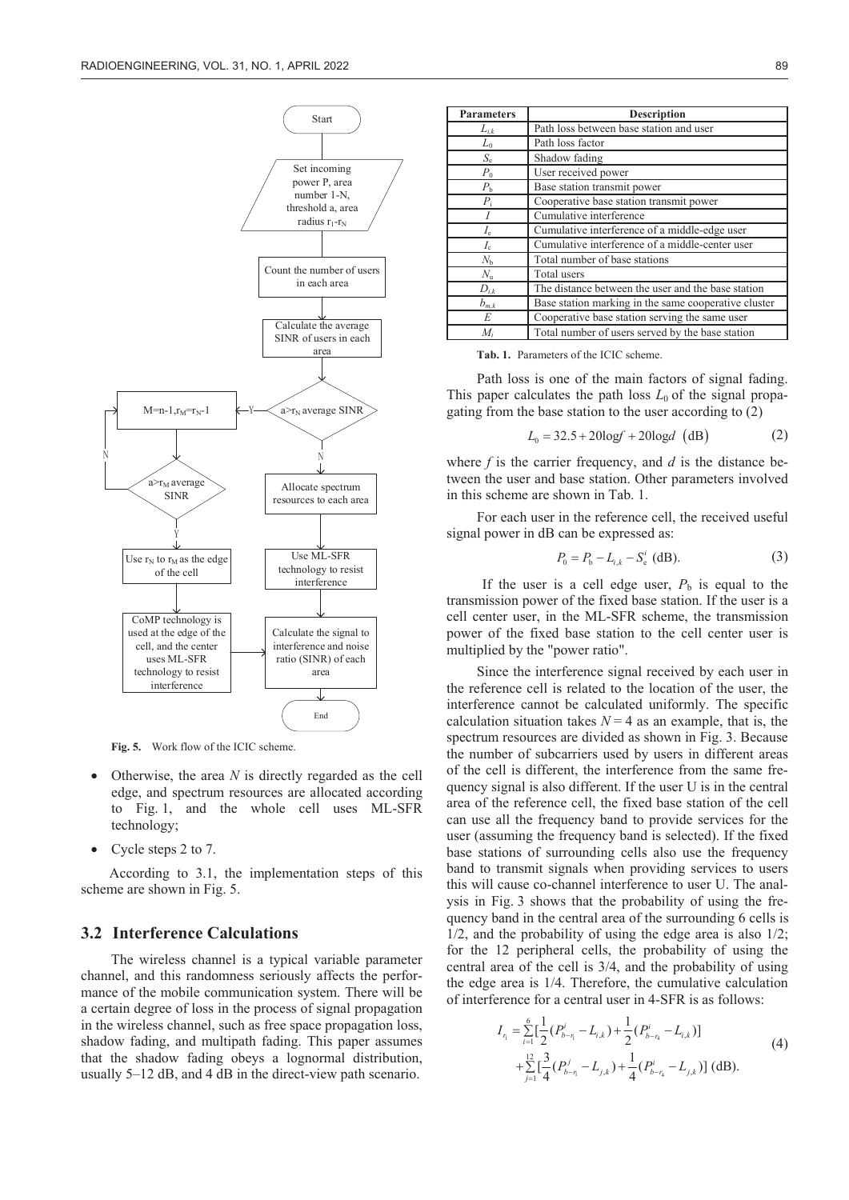Fig. 5. Work flow of the ICIC scheme.

- Otherwise, the area $N$ is directly regarded as the cell edge, and spectrum resources are allocated according to Fig. 1, and the whole cell uses ML-SFR technology;
- Cycle steps 2 to 7.

According to 3.1, the implementation steps of this scheme are shown in Fig. 5.

## 3.2 Interference Calculations

The wireless channel is a typical variable parameter channel, and this randomness seriously affects the performance of the mobile communication system. There will be a certain degree of loss in the process of signal propagation in the wireless channel, such as free space propagation loss, shadow fading, and multipath fading. This paper assumes that the shadow fading obeys a lognormal distribution, usually 5–12 dB, and 4 dB in the direct-view path scenario.

| Parameters | Description |
|---|---|
| $L_{i,k}$ | Path loss between base station and user |
| $L_0$ | Path loss factor |
| $S_e$ | Shadow fading |
| $P_0$ | User received power |
| $P_b$ | Base station transmit power |
| $P_i$ | Cooperative base station transmit power |
| $I$ | Cumulative interference |
| $I_e$ | Cumulative interference of a middle-edge user |
| $I_c$ | Cumulative interference of a middle-center user |
| $N_b$ | Total number of base stations |
| $N_u$ | Total users |
| $D_{i,k}$ | The distance between the user and the base station |
| $b_{m,k}$ | Base station marking in the same cooperative cluster |
| $E$ | Cooperative base station serving the same user |
| $M_i$ | Total number of users served by the base station |

**Tab. 1.** Parameters of the ICIC scheme.

Path loss is one of the main factors of signal fading. This paper calculates the path loss $L_0$ of the signal propagating from the base station to the user according to (2)

$$L_0 = 32.5 + 20\log f + 20\log d \ \ (\text{dB}) \tag{2}$$

where $f$ is the carrier frequency, and $d$ is the distance between the user and base station. Other parameters involved in this scheme are shown in Tab. 1.

For each user in the reference cell, the received useful signal power in dB can be expressed as:

$$P_0 = P_b - L_{i,k} - S_e^i \ (\text{dB}). \tag{3}$$

If the user is a cell edge user, $P_b$ is equal to the transmission power of the fixed base station. If the user is a cell center user, in the ML-SFR scheme, the transmission power of the fixed base station to the cell center user is multiplied by the "power ratio".

Since the interference signal received by each user in the reference cell is related to the location of the user, the interference cannot be calculated uniformly. The specific calculation situation takes $N = 4$ as an example, that is, the spectrum resources are divided as shown in Fig. 3. Because the number of subcarriers used by users in different areas of the cell is different, the interference from the same frequency signal is also different. If the user U is in the central area of the reference cell, the fixed base station of the cell can use all the frequency band to provide services for the user (assuming the frequency band is selected). If the fixed base stations of surrounding cells also use the frequency band to transmit signals when providing services to users this will cause co-channel interference to user U. The analysis in Fig. 3 shows that the probability of using the frequency band in the central area of the surrounding 6 cells is 1/2, and the probability of using the edge area is also 1/2; for the 12 peripheral cells, the probability of using the central area of the cell is 3/4, and the probability of using the edge area is 1/4. Therefore, the cumulative calculation of interference for a central user in 4-SFR is as follows:

$$\begin{aligned} I_{r_1} = &\sum_{i=1}^{6}[\frac{1}{2}(P_{b-r_1}^i - L_{i,k}) + \frac{1}{2}(P_{b-r_4}^i - L_{i,k})] \\ &+ \sum_{j=1}^{12}[\frac{3}{4}(P_{b-r_1}^j - L_{j,k}) + \frac{1}{4}(P_{b-r_4}^i - L_{j,k})] \ (\text{dB}). \end{aligned} \tag{4}$$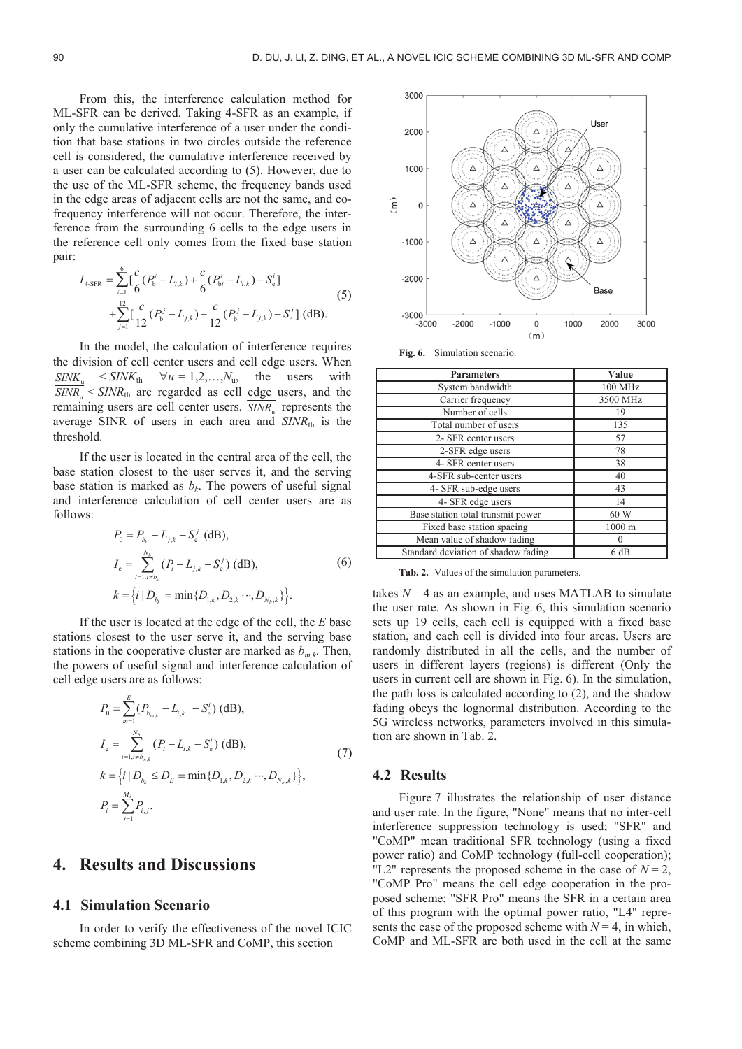From this, the interference calculation method for ML-SFR can be derived. Taking 4-SFR as an example, if only the cumulative interference of a user under the condition that base stations in two circles outside the reference cell is considered, the cumulative interference received by a user can be calculated according to (5). However, due to the use of the ML-SFR scheme, the frequency bands used in the edge areas of adjacent cells are not the same, and co-frequency interference will not occur. Therefore, the interference from the surrounding 6 cells to the edge users in the reference cell only comes from the fixed base station pair:

$$I_{\text{4-SFR}} = \sum_{i=1}^{6}[\frac{c}{6}(P_{\text{b}}^{i} - L_{i,k}) + \frac{c}{6}(P_{\text{bi}}^{i} - L_{i,k}) - S_{\text{e}}^{i}] \\ + \sum_{j=1}^{12}[\frac{c}{12}(P_{\text{b}}^{j} - L_{j,k}) + \frac{c}{12}(P_{\text{b}}^{j} - L_{j,k}) - S_{\text{e}}^{j}] \text{ (dB)}. \tag{5}$$

In the model, the calculation of interference requires the division of cell center users and cell edge users. When $\overline{SINK_{\text{u}}} < SINK_{\text{th}} \quad \forall u = 1,2,\ldots,N_{\text{u}}$, the users with $\overline{SINR_{\text{u}}} < SINR_{\text{th}}$ are regarded as cell edge users, and the remaining users are cell center users. $\overline{SINR_{\text{u}}}$ represents the average SINR of users in each area and $SINR_{\text{th}}$ is the threshold.

If the user is located in the central area of the cell, the base station closest to the user serves it, and the serving base station is marked as $b_k$. The powers of useful signal and interference calculation of cell center users are as follows:

$$\begin{aligned} &P_0 = P_{b_k} - L_{j,k} - S_{\text{e}}^{j} \text{ (dB)}, \\ &I_{\text{c}} = \sum_{i=1, i\neq b_k}^{N_b} (P_i - L_{j,k} - S_{\text{e}}^{j}) \text{ (dB)}, \\ &k = \left\{ i \mid D_{b_k} = \min\{D_{1,k}, D_{2,k} \cdots, D_{N_b,k}\} \right\}. \end{aligned} \tag{6}$$

If the user is located at the edge of the cell, the $E$ base stations closest to the user serve it, and the serving base stations in the cooperative cluster are marked as $b_{m,k}$. Then, the powers of useful signal and interference calculation of cell edge users are as follows:

$$\begin{aligned} &P_0 = \sum_{m=1}^{E}(P_{b_{m,k}} - L_{i,k} - S_{\text{e}}^{i}) \text{ (dB)}, \\ &I_{\text{e}} = \sum_{i=1, i\neq b_{m,k}}^{N_b} (P_i - L_{i,k} - S_{\text{e}}^{i}) \text{ (dB)}, \\ &k = \left\{ i \mid D_{b_k} \le D_E = \min\{D_{1,k}, D_{2,k} \cdots, D_{N_b,k}\} \right\}, \\ &P_i = \sum_{j=1}^{M_i} P_{i,j}. \end{aligned} \tag{7}$$

# 4. Results and Discussions

## 4.1 Simulation Scenario

In order to verify the effectiveness of the novel ICIC scheme combining 3D ML-SFR and CoMP, this section takes $N = 4$ as an example, and uses MATLAB to simulate the user rate. As shown in Fig. 6, this simulation scenario sets up 19 cells, each cell is equipped with a fixed base station, and each cell is divided into four areas. Users are randomly distributed in all the cells, and the number of users in different layers (regions) is different (Only the users in current cell are shown in Fig. 6). In the simulation, the path loss is calculated according to (2), and the shadow fading obeys the lognormal distribution. According to the 5G wireless networks, parameters involved in this simulation are shown in Tab. 2.

**Fig. 6.** Simulation scenario.

| Parameters | Value |
|---|---|
| System bandwidth | 100 MHz |
| Carrier frequency | 3500 MHz |
| Number of cells | 19 |
| Total number of users | 135 |
| 2- SFR center users | 57 |
| 2-SFR edge users | 78 |
| 4- SFR center users | 38 |
| 4-SFR sub-center users | 40 |
| 4- SFR sub-edge users | 43 |
| 4- SFR edge users | 14 |
| Base station total transmit power | 60 W |
| Fixed base station spacing | 1000 m |
| Mean value of shadow fading | 0 |
| Standard deviation of shadow fading | 6 dB |

**Tab. 2.** Values of the simulation parameters.

## 4.2 Results

Figure 7 illustrates the relationship of user distance and user rate. In the figure, "None" means that no inter-cell interference suppression technology is used; "SFR" and "CoMP" mean traditional SFR technology (using a fixed power ratio) and CoMP technology (full-cell cooperation); "L2" represents the proposed scheme in the case of $N = 2$, "CoMP Pro" means the cell edge cooperation in the proposed scheme; "SFR Pro" means the SFR in a certain area of this program with the optimal power ratio, "L4" represents the case of the proposed scheme with $N = 4$, in which, CoMP and ML-SFR are both used in the cell at the same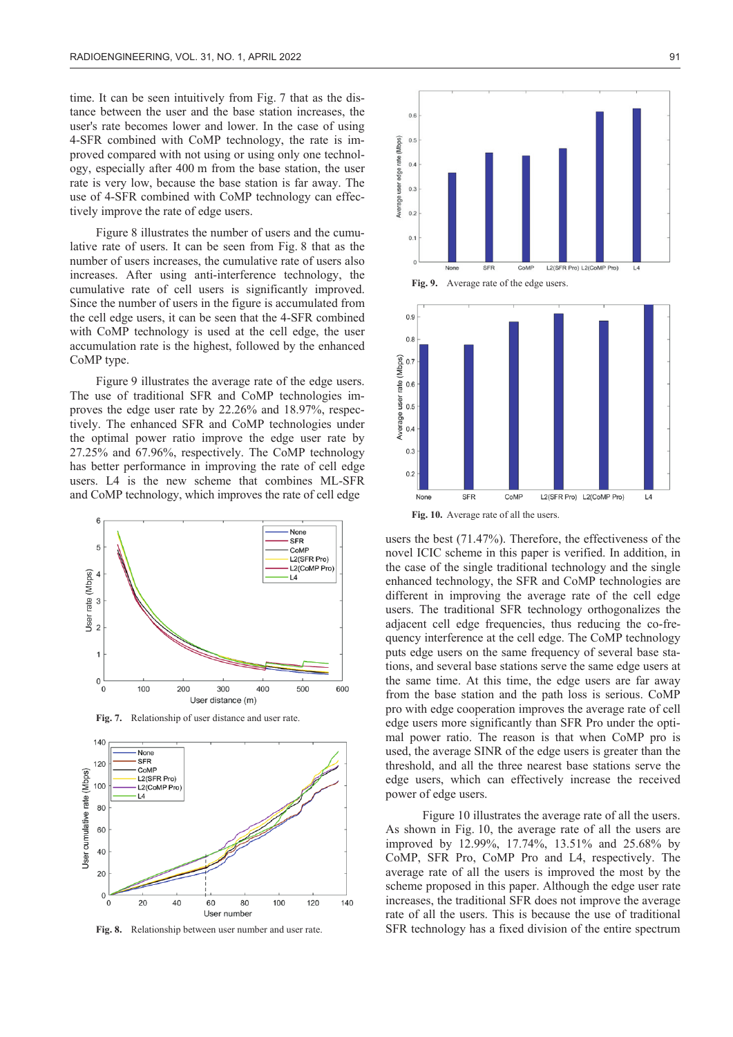time. It can be seen intuitively from Fig. 7 that as the distance between the user and the base station increases, the user's rate becomes lower and lower. In the case of using 4-SFR combined with CoMP technology, the rate is improved compared with not using or using only one technology, especially after 400 m from the base station, the user rate is very low, because the base station is far away. The use of 4-SFR combined with CoMP technology can effectively improve the rate of edge users.

Figure 8 illustrates the number of users and the cumulative rate of users. It can be seen from Fig. 8 that as the number of users increases, the cumulative rate of users also increases. After using anti-interference technology, the cumulative rate of cell users is significantly improved. Since the number of users in the figure is accumulated from the cell edge users, it can be seen that the 4-SFR combined with CoMP technology is used at the cell edge, the user accumulation rate is the highest, followed by the enhanced CoMP type.

Figure 9 illustrates the average rate of the edge users. The use of traditional SFR and CoMP technologies improves the edge user rate by 22.26% and 18.97%, respectively. The enhanced SFR and CoMP technologies under the optimal power ratio improve the edge user rate by 27.25% and 67.96%, respectively. The CoMP technology has better performance in improving the rate of cell edge users. L4 is the new scheme that combines ML-SFR and CoMP technology, which improves the rate of cell edge users the best (71.47%). Therefore, the effectiveness of the novel ICIC scheme in this paper is verified. In addition, in the case of the single traditional technology and the single enhanced technology, the SFR and CoMP technologies are different in improving the average rate of the cell edge users. The traditional SFR technology orthogonalizes the adjacent cell edge frequencies, thus reducing the co-frequency interference at the cell edge. The CoMP technology puts edge users on the same frequency of several base stations, and several base stations serve the same edge users at the same time. At this time, the edge users are far away from the base station and the path loss is serious. CoMP pro with edge cooperation improves the average rate of cell edge users more significantly than SFR Pro under the optimal power ratio. The reason is that when CoMP pro is used, the average SINR of the edge users is greater than the threshold, and all the three nearest base stations serve the edge users, which can effectively increase the received power of edge users.

**Fig. 7.** Relationship of user distance and user rate.

**Fig. 8.** Relationship between user number and user rate.

**Fig. 9.** Average rate of the edge users.

**Fig. 10.** Average rate of all the users.

Figure 10 illustrates the average rate of all the users. As shown in Fig. 10, the average rate of all the users are improved by 12.99%, 17.74%, 13.51% and 25.68% by CoMP, SFR Pro, CoMP Pro and L4, respectively. The average rate of all the users is improved the most by the scheme proposed in this paper. Although the edge user rate increases, the traditional SFR does not improve the average rate of all the users. This is because the use of traditional SFR technology has a fixed division of the entire spectrum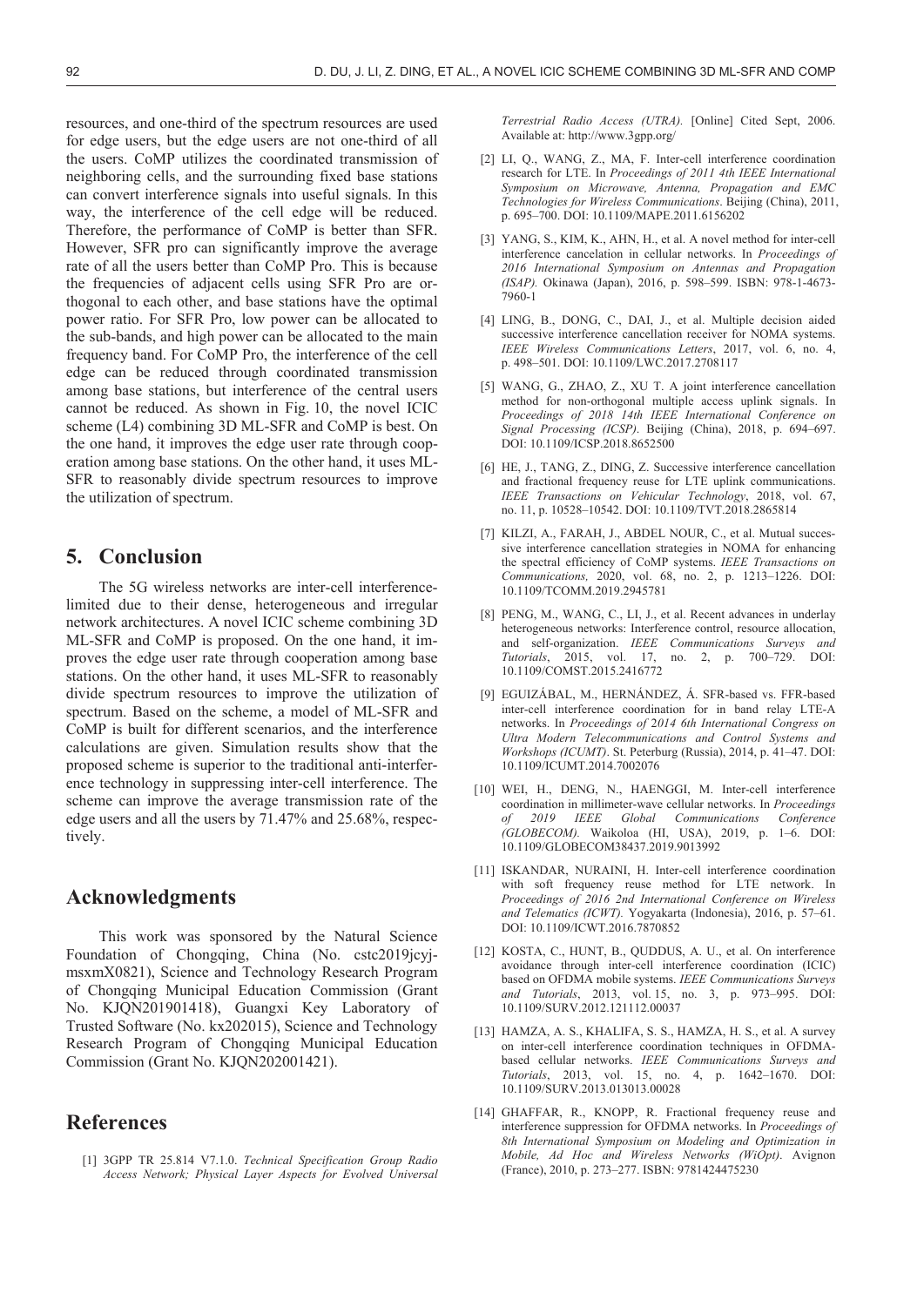resources, and one-third of the spectrum resources are used for edge users, but the edge users are not one-third of all the users. CoMP utilizes the coordinated transmission of neighboring cells, and the surrounding fixed base stations can convert interference signals into useful signals. In this way, the interference of the cell edge will be reduced. Therefore, the performance of CoMP is better than SFR. However, SFR pro can significantly improve the average rate of all the users better than CoMP Pro. This is because the frequencies of adjacent cells using SFR Pro are orthogonal to each other, and base stations have the optimal power ratio. For SFR Pro, low power can be allocated to the sub-bands, and high power can be allocated to the main frequency band. For CoMP Pro, the interference of the cell edge can be reduced through coordinated transmission among base stations, but interference of the central users cannot be reduced. As shown in Fig. 10, the novel ICIC scheme (L4) combining 3D ML-SFR and CoMP is best. On the one hand, it improves the edge user rate through cooperation among base stations. On the other hand, it uses ML-SFR to reasonably divide spectrum resources to improve the utilization of spectrum.

## 5. Conclusion

The 5G wireless networks are inter-cell interference-limited due to their dense, heterogeneous and irregular network architectures. A novel ICIC scheme combining 3D ML-SFR and CoMP is proposed. On the one hand, it improves the edge user rate through cooperation among base stations. On the other hand, it uses ML-SFR to reasonably divide spectrum resources to improve the utilization of spectrum. Based on the scheme, a model of ML-SFR and CoMP is built for different scenarios, and the interference calculations are given. Simulation results show that the proposed scheme is superior to the traditional anti-interference technology in suppressing inter-cell interference. The scheme can improve the average transmission rate of the edge users and all the users by 71.47% and 25.68%, respectively.

## Acknowledgments

This work was sponsored by the Natural Science Foundation of Chongqing, China (No. cstc2019jcyj-msxmX0821), Science and Technology Research Program of Chongqing Municipal Education Commission (Grant No. KJQN201901418), Guangxi Key Laboratory of Trusted Software (No. kx202015), Science and Technology Research Program of Chongqing Municipal Education Commission (Grant No. KJQN202001421).

## References

[1] 3GPP TR 25.814 V7.1.0. *Technical Specification Group Radio Access Network; Physical Layer Aspects for Evolved Universal Terrestrial Radio Access (UTRA).* [Online] Cited Sept, 2006. Available at: http://www.3gpp.org/

[2] LI, Q., WANG, Z., MA, F. Inter-cell interference coordination research for LTE. In *Proceedings of 2011 4th IEEE International Symposium on Microwave, Antenna, Propagation and EMC Technologies for Wireless Communications*. Beijing (China), 2011, p. 695–700. DOI: 10.1109/MAPE.2011.6156202

[3] YANG, S., KIM, K., AHN, H., et al. A novel method for inter-cell interference cancelation in cellular networks. In *Proceedings of 2016 International Symposium on Antennas and Propagation (ISAP).* Okinawa (Japan), 2016, p. 598–599. ISBN: 978-1-4673-7960-1

[4] LING, B., DONG, C., DAI, J., et al. Multiple decision aided successive interference cancellation receiver for NOMA systems. *IEEE Wireless Communications Letters*, 2017, vol. 6, no. 4, p. 498–501. DOI: 10.1109/LWC.2017.2708117

[5] WANG, G., ZHAO, Z., XU T. A joint interference cancellation method for non-orthogonal multiple access uplink signals. In *Proceedings of 2018 14th IEEE International Conference on Signal Processing (ICSP)*. Beijing (China), 2018, p. 694–697. DOI: 10.1109/ICSP.2018.8652500

[6] HE, J., TANG, Z., DING, Z. Successive interference cancellation and fractional frequency reuse for LTE uplink communications. *IEEE Transactions on Vehicular Technology*, 2018, vol. 67, no. 11, p. 10528–10542. DOI: 10.1109/TVT.2018.2865814

[7] KILZI, A., FARAH, J., ABDEL NOUR, C., et al. Mutual successive interference cancellation strategies in NOMA for enhancing the spectral efficiency of CoMP systems. *IEEE Transactions on Communications,* 2020, vol. 68, no. 2, p. 1213–1226. DOI: 10.1109/TCOMM.2019.2945781

[8] PENG, M., WANG, C., LI, J., et al. Recent advances in underlay heterogeneous networks: Interference control, resource allocation, and self-organization. *IEEE Communications Surveys and Tutorials*, 2015, vol. 17, no. 2, p. 700–729. DOI: 10.1109/COMST.2015.2416772

[9] EGUIZÁBAL, M., HERNÁNDEZ, Á. SFR-based vs. FFR-based inter-cell interference coordination in band relay LTE-A networks. In *Proceedings of 2014 6th International Congress on Ultra Modern Telecommunications and Control Systems and Workshops (ICUMT)*. St. Peterburg (Russia), 2014, p. 41–47. DOI: 10.1109/ICUMT.2014.7002076

[10] WEI, H., DENG, N., HAENGGI, M. Inter-cell interference coordination in millimeter-wave cellular networks. In *Proceedings of 2019 IEEE Global Communications Conference (GLOBECOM).* Waikoloa (HI, USA), 2019, p. 1–6. DOI: 10.1109/GLOBECOM38437.2019.9013992

[11] ISKANDAR, NURAINI, H. Inter-cell interference coordination with soft frequency reuse method for LTE network. In *Proceedings of 2016 2nd International Conference on Wireless and Telematics (ICWT).* Yogyakarta (Indonesia), 2016, p. 57–61. DOI: 10.1109/ICWT.2016.7870852

[12] KOSTA, C., HUNT, B., QUDDUS, A. U., et al. On interference avoidance through inter-cell interference coordination (ICIC) based on OFDMA mobile systems. *IEEE Communications Surveys and Tutorials*, 2013, vol. 15, no. 3, p. 973–995. DOI: 10.1109/SURV.2012.121112.00037

[13] HAMZA, A. S., KHALIFA, S. S., HAMZA, H. S., et al. A survey on inter-cell interference coordination techniques in OFDMA-based cellular networks. *IEEE Communications Surveys and Tutorials*, 2013, vol. 15, no. 4, p. 1642–1670. DOI: 10.1109/SURV.2013.013013.00028

[14] GHAFFAR, R., KNOPP, R. Fractional frequency reuse and interference suppression for OFDMA networks. In *Proceedings of 8th International Symposium on Modeling and Optimization in Mobile, Ad Hoc and Wireless Networks (WiOpt)*. Avignon (France), 2010, p. 273–277. ISBN: 9781424475230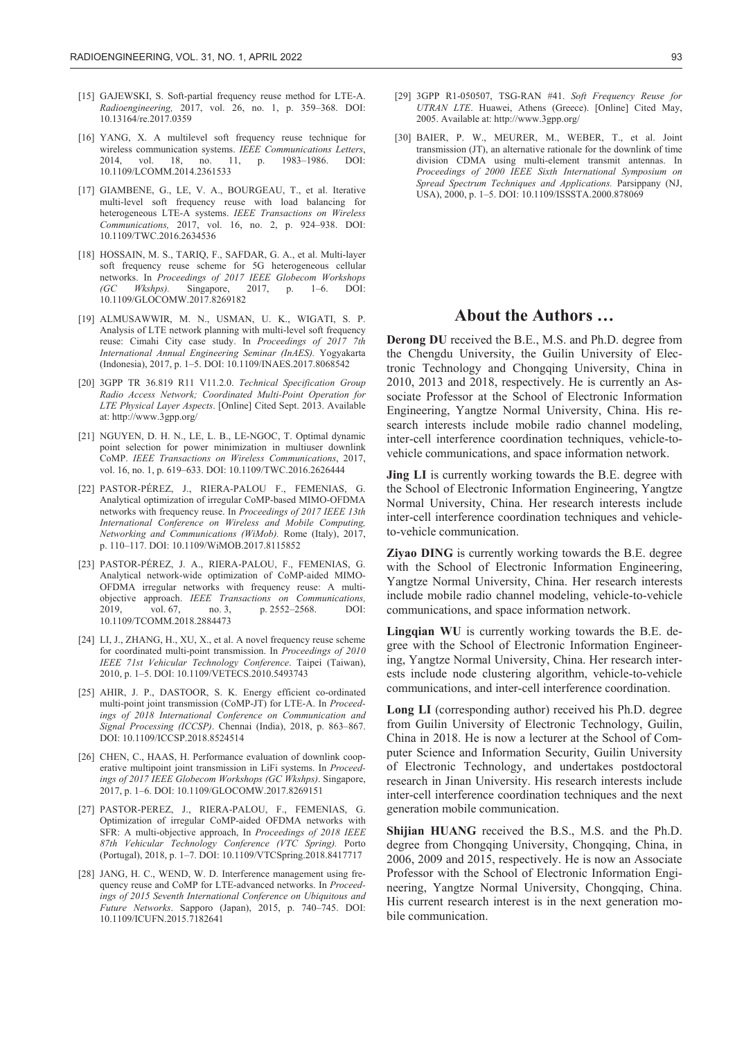[15] GAJEWSKI, S. Soft-partial frequency reuse method for LTE-A. *Radioengineering,* 2017, vol. 26, no. 1, p. 359–368. DOI: 10.13164/re.2017.0359

[16] YANG, X. A multilevel soft frequency reuse technique for wireless communication systems. *IEEE Communications Letters*, 2014, vol. 18, no. 11, p. 1983–1986. DOI: 10.1109/LCOMM.2014.2361533

[17] GIAMBENE, G., LE, V. A., BOURGEAU, T., et al. Iterative multi-level soft frequency reuse with load balancing for heterogeneous LTE-A systems. *IEEE Transactions on Wireless Communications,* 2017, vol. 16, no. 2, p. 924–938. DOI: 10.1109/TWC.2016.2634536

[18] HOSSAIN, M. S., TARIQ, F., SAFDAR, G. A., et al. Multi-layer soft frequency reuse scheme for 5G heterogeneous cellular networks. In *Proceedings of 2017 IEEE Globecom Workshops (GC Wkshps).* Singapore, 2017, p. 1–6. DOI: 10.1109/GLOCOMW.2017.8269182

[19] ALMUSAWWIR, M. N., USMAN, U. K., WIGATI, S. P. Analysis of LTE network planning with multi-level soft frequency reuse: Cimahi City case study. In *Proceedings of 2017 7th International Annual Engineering Seminar (InAES).* Yogyakarta (Indonesia), 2017, p. 1–5. DOI: 10.1109/INAES.2017.8068542

[20] 3GPP TR 36.819 R11 V11.2.0. *Technical Specification Group Radio Access Network; Coordinated Multi-Point Operation for LTE Physical Layer Aspects*. [Online] Cited Sept. 2013. Available at: http://www.3gpp.org/

[21] NGUYEN, D. H. N., LE, L. B., LE-NGOC, T. Optimal dynamic point selection for power minimization in multiuser downlink CoMP. *IEEE Transactions on Wireless Communications*, 2017, vol. 16, no. 1, p. 619–633. DOI: 10.1109/TWC.2016.2626444

[22] PASTOR-PÉREZ, J., RIERA-PALOU F., FEMENIAS, G. Analytical optimization of irregular CoMP-based MIMO-OFDMA networks with frequency reuse. In *Proceedings of 2017 IEEE 13th International Conference on Wireless and Mobile Computing, Networking and Communications (WiMob).* Rome (Italy), 2017, p. 110–117. DOI: 10.1109/WiMOB.2017.8115852

[23] PASTOR-PÉREZ, J. A., RIERA-PALOU, F., FEMENIAS, G. Analytical network-wide optimization of CoMP-aided MIMO-OFDMA irregular networks with frequency reuse: A multi-objective approach. *IEEE Transactions on Communications,* 2019, vol. 67, no. 3, p. 2552–2568. DOI: 10.1109/TCOMM.2018.2884473

[24] LI, J., ZHANG, H., XU, X., et al. A novel frequency reuse scheme for coordinated multi-point transmission. In *Proceedings of 2010 IEEE 71st Vehicular Technology Conference*. Taipei (Taiwan), 2010, p. 1–5. DOI: 10.1109/VETECS.2010.5493743

[25] AHIR, J. P., DASTOOR, S. K. Energy efficient co-ordinated multi-point joint transmission (CoMP-JT) for LTE-A. In *Proceedings of 2018 International Conference on Communication and Signal Processing (ICCSP)*. Chennai (India), 2018, p. 863–867. DOI: 10.1109/ICCSP.2018.8524514

[26] CHEN, C., HAAS, H. Performance evaluation of downlink cooperative multipoint joint transmission in LiFi systems. In *Proceedings of 2017 IEEE Globecom Workshops (GC Wkshps)*. Singapore, 2017, p. 1–6. DOI: 10.1109/GLOCOMW.2017.8269151

[27] PASTOR-PEREZ, J., RIERA-PALOU, F., FEMENIAS, G. Optimization of irregular CoMP-aided OFDMA networks with SFR: A multi-objective approach, In *Proceedings of 2018 IEEE 87th Vehicular Technology Conference (VTC Spring).* Porto (Portugal), 2018, p. 1–7. DOI: 10.1109/VTCSpring.2018.8417717

[28] JANG, H. C., WEND, W. D. Interference management using frequency reuse and CoMP for LTE-advanced networks. In *Proceedings of 2015 Seventh International Conference on Ubiquitous and Future Networks*. Sapporo (Japan), 2015, p. 740–745. DOI: 10.1109/ICUFN.2015.7182641

[29] 3GPP R1-050507, TSG-RAN #41. *Soft Frequency Reuse for UTRAN LTE*. Huawei, Athens (Greece). [Online] Cited May, 2005. Available at: http://www.3gpp.org/

[30] BAIER, P. W., MEURER, M., WEBER, T., et al. Joint transmission (JT), an alternative rationale for the downlink of time division CDMA using multi-element transmit antennas. In *Proceedings of 2000 IEEE Sixth International Symposium on Spread Spectrum Techniques and Applications.* Parsippany (NJ, USA), 2000, p. 1–5. DOI: 10.1109/ISSSTA.2000.878069

## About the Authors …

**Derong DU** received the B.E., M.S. and Ph.D. degree from the Chengdu University, the Guilin University of Electronic Technology and Chongqing University, China in 2010, 2013 and 2018, respectively. He is currently an Associate Professor at the School of Electronic Information Engineering, Yangtze Normal University, China. His research interests include mobile radio channel modeling, inter-cell interference coordination techniques, vehicle-to-vehicle communications, and space information network.

**Jing LI** is currently working towards the B.E. degree with the School of Electronic Information Engineering, Yangtze Normal University, China. Her research interests include inter-cell interference coordination techniques and vehicle-to-vehicle communication.

**Ziyao DING** is currently working towards the B.E. degree with the School of Electronic Information Engineering, Yangtze Normal University, China. Her research interests include mobile radio channel modeling, vehicle-to-vehicle communications, and space information network.

**Lingqian WU** is currently working towards the B.E. degree with the School of Electronic Information Engineering, Yangtze Normal University, China. Her research interests include node clustering algorithm, vehicle-to-vehicle communications, and inter-cell interference coordination.

**Long LI** (corresponding author) received his Ph.D. degree from Guilin University of Electronic Technology, Guilin, China in 2018. He is now a lecturer at the School of Computer Science and Information Security, Guilin University of Electronic Technology, and undertakes postdoctoral research in Jinan University. His research interests include inter-cell interference coordination techniques and the next generation mobile communication.

**Shijian HUANG** received the B.S., M.S. and the Ph.D. degree from Chongqing University, Chongqing, China, in 2006, 2009 and 2015, respectively. He is now an Associate Professor with the School of Electronic Information Engineering, Yangtze Normal University, Chongqing, China. His current research interest is in the next generation mobile communication.